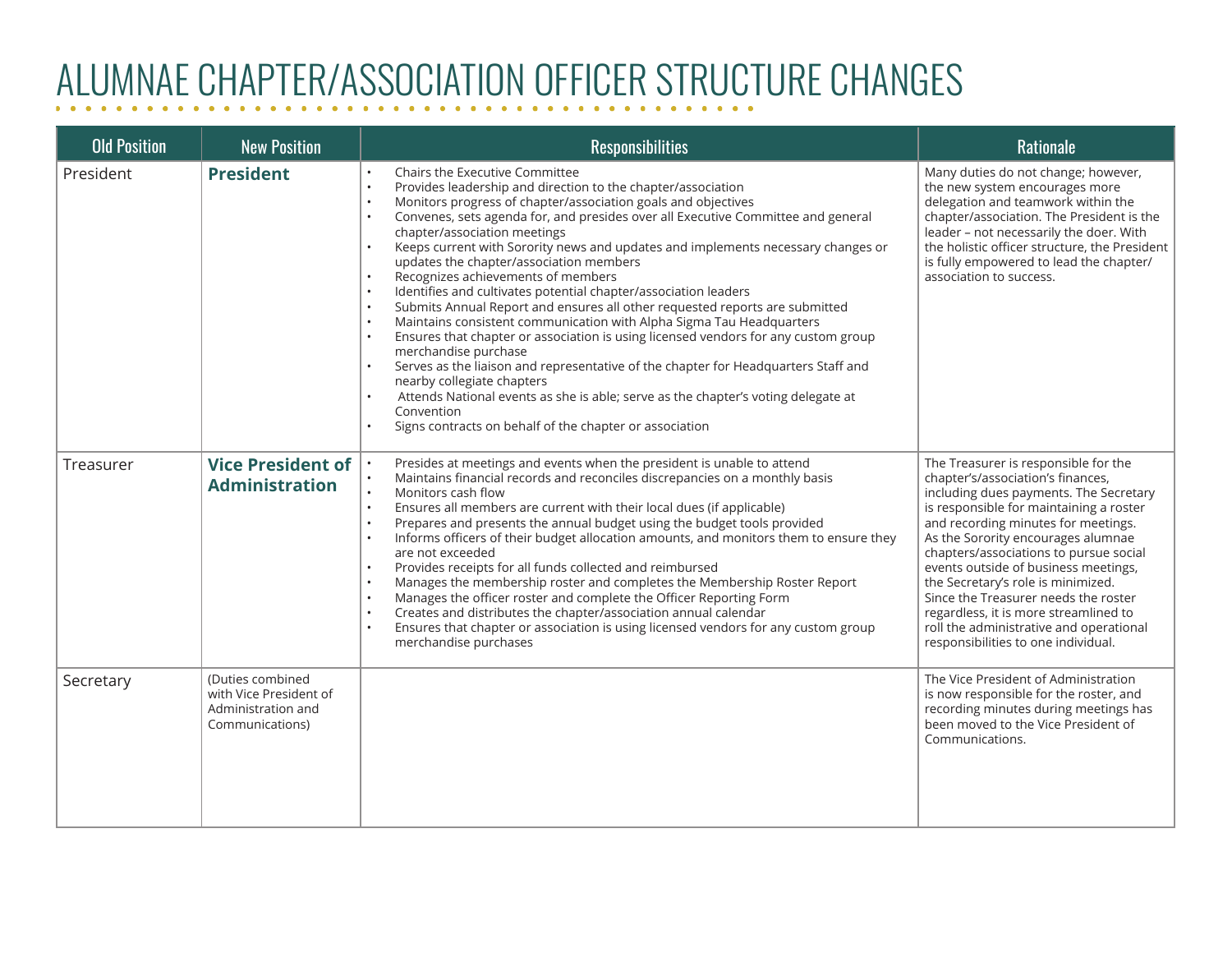# ALUMNAE CHAPTER/ASSOCIATION OFFICER STRUCTURE CHANGES

| Old Position | New Position | Responsibilities | Rationale |
|---|---|---|---|
| President | **President** | • Chairs the Executive Committee<br>• Provides leadership and direction to the chapter/association<br>• Monitors progress of chapter/association goals and objectives<br>• Convenes, sets agenda for, and presides over all Executive Committee and general chapter/association meetings<br>• Keeps current with Sorority news and updates and implements necessary changes or updates the chapter/association members<br>• Recognizes achievements of members<br>• Identifies and cultivates potential chapter/association leaders<br>• Submits Annual Report and ensures all other requested reports are submitted<br>• Maintains consistent communication with Alpha Sigma Tau Headquarters<br>• Ensures that chapter or association is using licensed vendors for any custom group merchandise purchase<br>• Serves as the liaison and representative of the chapter for Headquarters Staff and nearby collegiate chapters<br>• Attends National events as she is able; serve as the chapter's voting delegate at Convention<br>• Signs contracts on behalf of the chapter or association | Many duties do not change; however, the new system encourages more delegation and teamwork within the chapter/association. The President is the leader – not necessarily the doer. With the holistic officer structure, the President is fully empowered to lead the chapter/ association to success. |
| Treasurer | **Vice President of Administration** | • Presides at meetings and events when the president is unable to attend<br>• Maintains financial records and reconciles discrepancies on a monthly basis<br>• Monitors cash flow<br>• Ensures all members are current with their local dues (if applicable)<br>• Prepares and presents the annual budget using the budget tools provided<br>• Informs officers of their budget allocation amounts, and monitors them to ensure they are not exceeded<br>• Provides receipts for all funds collected and reimbursed<br>• Manages the membership roster and completes the Membership Roster Report<br>• Manages the officer roster and complete the Officer Reporting Form<br>• Creates and distributes the chapter/association annual calendar<br>• Ensures that chapter or association is using licensed vendors for any custom group merchandise purchases | The Treasurer is responsible for the chapter's/association's finances, including dues payments. The Secretary is responsible for maintaining a roster and recording minutes for meetings. As the Sorority encourages alumnae chapters/associations to pursue social events outside of business meetings, the Secretary's role is minimized. Since the Treasurer needs the roster regardless, it is more streamlined to roll the administrative and operational responsibilities to one individual. |
| Secretary | (Duties combined with Vice President of Administration and Communications) | | The Vice President of Administration is now responsible for the roster, and recording minutes during meetings has been moved to the Vice President of Communications. |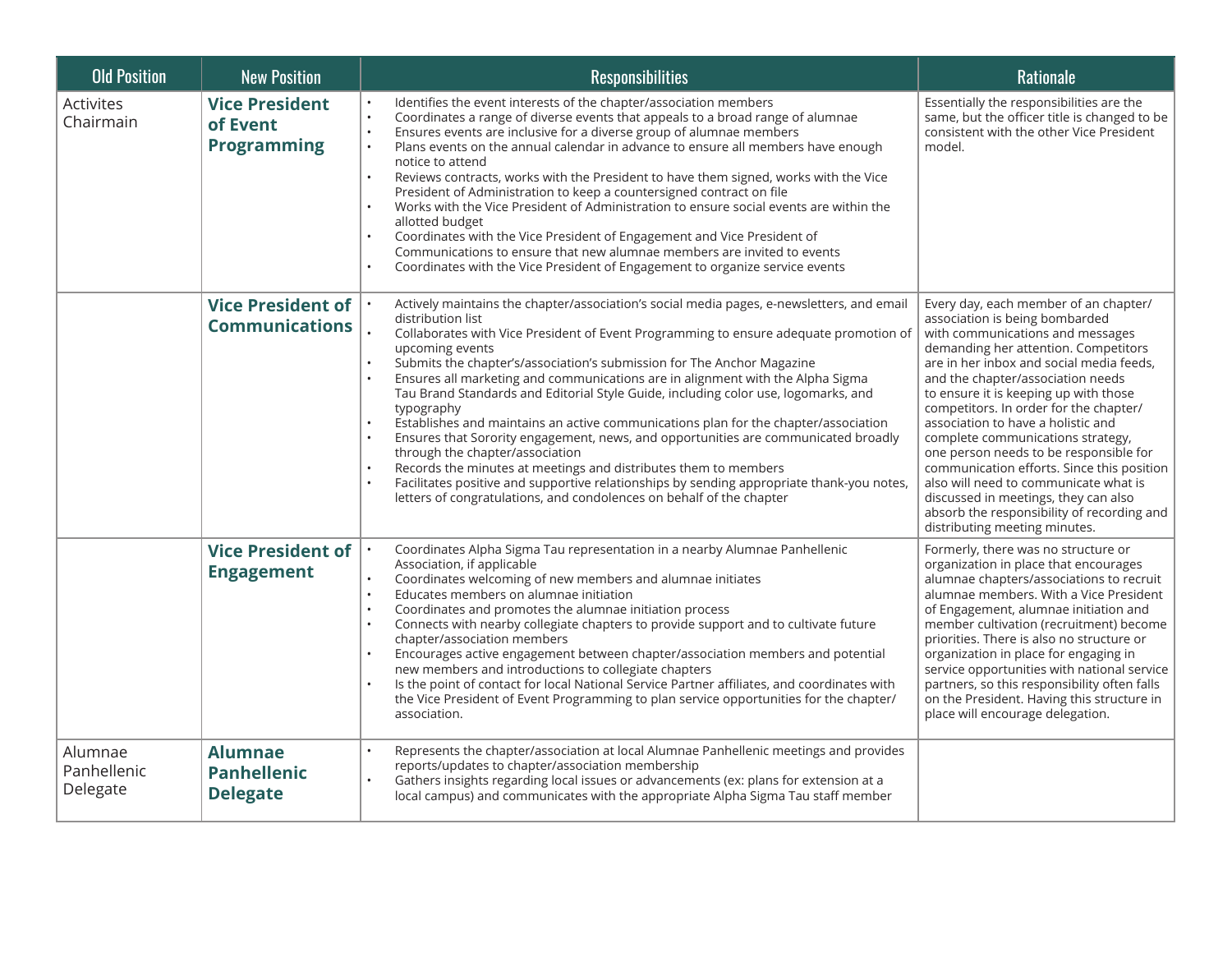| Old Position | New Position | Responsibilities | Rationale |
| --- | --- | --- | --- |
| Activites Chairmain | **Vice President of Event Programming** | • Identifies the event interests of the chapter/association members<br>• Coordinates a range of diverse events that appeals to a broad range of alumnae<br>• Ensures events are inclusive for a diverse group of alumnae members<br>• Plans events on the annual calendar in advance to ensure all members have enough notice to attend<br>• Reviews contracts, works with the President to have them signed, works with the Vice President of Administration to keep a countersigned contract on file<br>• Works with the Vice President of Administration to ensure social events are within the allotted budget<br>• Coordinates with the Vice President of Engagement and Vice President of Communications to ensure that new alumnae members are invited to events<br>• Coordinates with the Vice President of Engagement to organize service events | Essentially the responsibilities are the same, but the officer title is changed to be consistent with the other Vice President model. |
| | **Vice President of Communications** | • Actively maintains the chapter/association's social media pages, e-newsletters, and email distribution list<br>• Collaborates with Vice President of Event Programming to ensure adequate promotion of upcoming events<br>• Submits the chapter's/association's submission for The Anchor Magazine<br>• Ensures all marketing and communications are in alignment with the Alpha Sigma Tau Brand Standards and Editorial Style Guide, including color use, logomarks, and typography<br>• Establishes and maintains an active communications plan for the chapter/association<br>• Ensures that Sorority engagement, news, and opportunities are communicated broadly through the chapter/association<br>• Records the minutes at meetings and distributes them to members<br>• Facilitates positive and supportive relationships by sending appropriate thank-you notes, letters of congratulations, and condolences on behalf of the chapter | Every day, each member of an chapter/ association is being bombarded with communications and messages demanding her attention. Competitors are in her inbox and social media feeds, and the chapter/association needs to ensure it is keeping up with those competitors. In order for the chapter/ association to have a holistic and complete communications strategy, one person needs to be responsible for communication efforts. Since this position also will need to communicate what is discussed in meetings, they can also absorb the responsibility of recording and distributing meeting minutes. |
| | **Vice President of Engagement** | • Coordinates Alpha Sigma Tau representation in a nearby Alumnae Panhellenic Association, if applicable<br>• Coordinates welcoming of new members and alumnae initiates<br>• Educates members on alumnae initiation<br>• Coordinates and promotes the alumnae initiation process<br>• Connects with nearby collegiate chapters to provide support and to cultivate future chapter/association members<br>• Encourages active engagement between chapter/association members and potential new members and introductions to collegiate chapters<br>• Is the point of contact for local National Service Partner affiliates, and coordinates with the Vice President of Event Programming to plan service opportunities for the chapter/ association. | Formerly, there was no structure or organization in place that encourages alumnae chapters/associations to recruit alumnae members. With a Vice President of Engagement, alumnae initiation and member cultivation (recruitment) become priorities. There is also no structure or organization in place for engaging in service opportunities with national service partners, so this responsibility often falls on the President. Having this structure in place will encourage delegation. |
| Alumnae Panhellenic Delegate | **Alumnae Panhellenic Delegate** | • Represents the chapter/association at local Alumnae Panhellenic meetings and provides reports/updates to chapter/association membership<br>• Gathers insights regarding local issues or advancements (ex: plans for extension at a local campus) and communicates with the appropriate Alpha Sigma Tau staff member | |